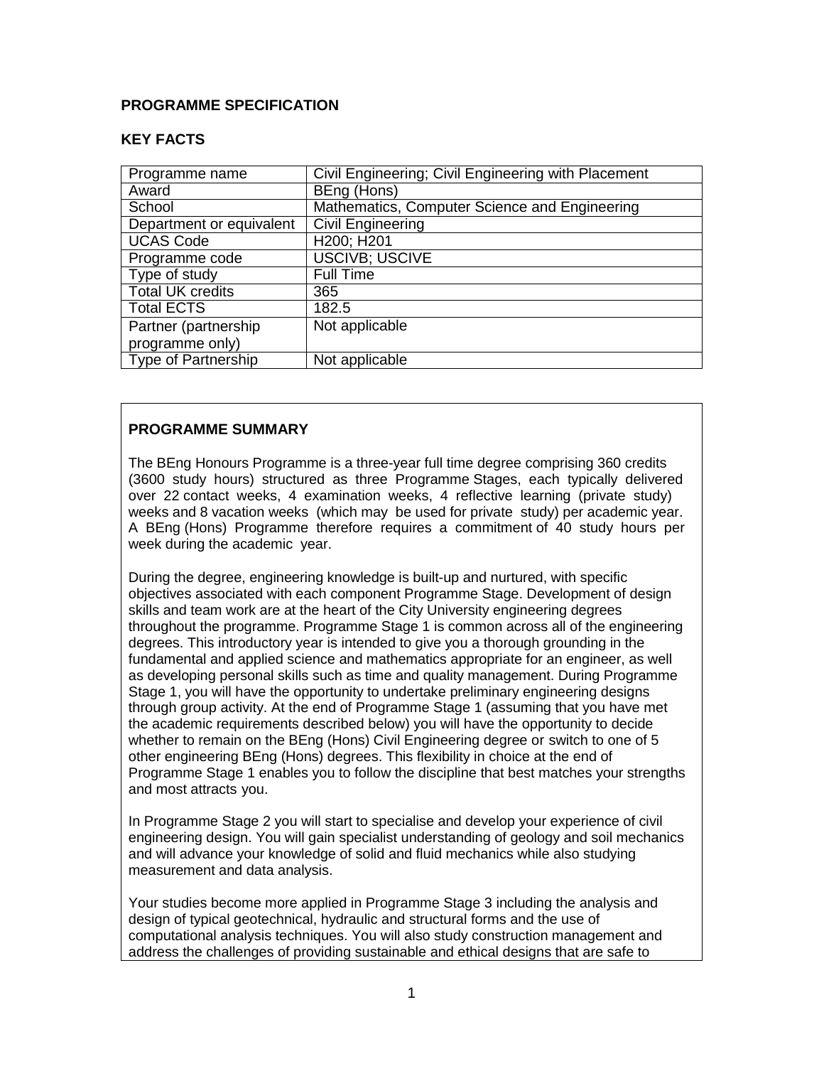## PROGRAMME SPECIFICATION

### KEY FACTS

| | |
|---|---|
| Programme name | Civil Engineering; Civil Engineering with Placement |
| Award | BEng (Hons) |
| School | Mathematics, Computer Science and Engineering |
| Department or equivalent | Civil Engineering |
| UCAS Code | H200; H201 |
| Programme code | USCIVB; USCIVE |
| Type of study | Full Time |
| Total UK credits | 365 |
| Total ECTS | 182.5 |
| Partner (partnership programme only) | Not applicable |
| Type of Partnership | Not applicable |

### PROGRAMME SUMMARY

The BEng Honours Programme is a three-year full time degree comprising 360 credits (3600 study hours) structured as three Programme Stages, each typically delivered over 22 contact weeks, 4 examination weeks, 4 reflective learning (private study) weeks and 8 vacation weeks (which may be used for private study) per academic year. A BEng (Hons) Programme therefore requires a commitment of 40 study hours per week during the academic year.

During the degree, engineering knowledge is built-up and nurtured, with specific objectives associated with each component Programme Stage. Development of design skills and team work are at the heart of the City University engineering degrees throughout the programme. Programme Stage 1 is common across all of the engineering degrees. This introductory year is intended to give you a thorough grounding in the fundamental and applied science and mathematics appropriate for an engineer, as well as developing personal skills such as time and quality management. During Programme Stage 1, you will have the opportunity to undertake preliminary engineering designs through group activity. At the end of Programme Stage 1 (assuming that you have met the academic requirements described below) you will have the opportunity to decide whether to remain on the BEng (Hons) Civil Engineering degree or switch to one of 5 other engineering BEng (Hons) degrees. This flexibility in choice at the end of Programme Stage 1 enables you to follow the discipline that best matches your strengths and most attracts you.

In Programme Stage 2 you will start to specialise and develop your experience of civil engineering design. You will gain specialist understanding of geology and soil mechanics and will advance your knowledge of solid and fluid mechanics while also studying measurement and data analysis.

Your studies become more applied in Programme Stage 3 including the analysis and design of typical geotechnical, hydraulic and structural forms and the use of computational analysis techniques. You will also study construction management and address the challenges of providing sustainable and ethical designs that are safe to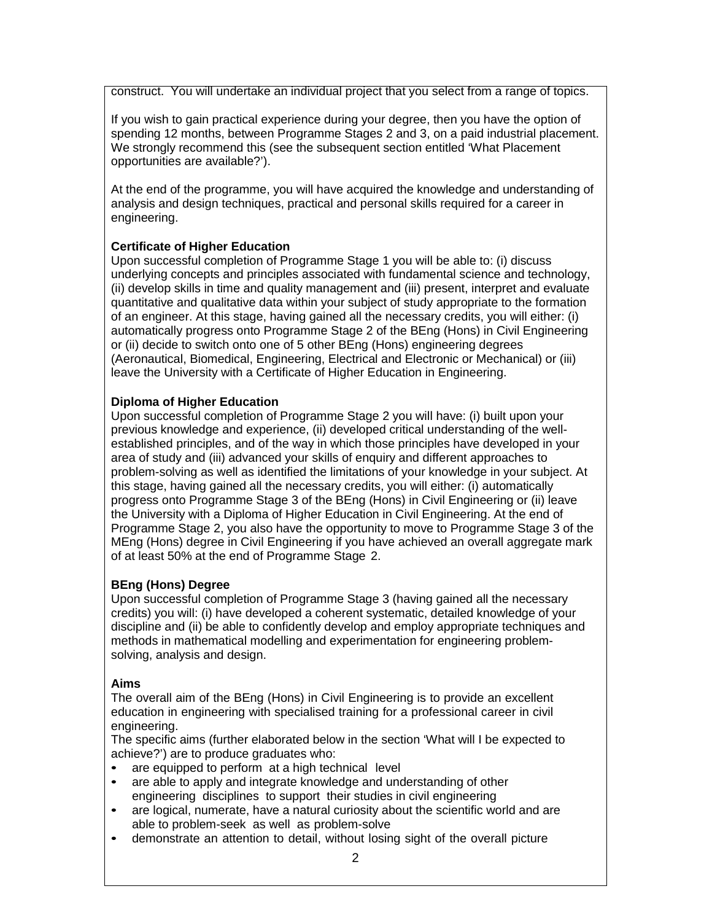construct. You will undertake an individual project that you select from a range of topics.

If you wish to gain practical experience during your degree, then you have the option of spending 12 months, between Programme Stages 2 and 3, on a paid industrial placement. We strongly recommend this (see the subsequent section entitled 'What Placement opportunities are available?').

At the end of the programme, you will have acquired the knowledge and understanding of analysis and design techniques, practical and personal skills required for a career in engineering.

**Certificate of Higher Education**
Upon successful completion of Programme Stage 1 you will be able to: (i) discuss underlying concepts and principles associated with fundamental science and technology, (ii) develop skills in time and quality management and (iii) present, interpret and evaluate quantitative and qualitative data within your subject of study appropriate to the formation of an engineer. At this stage, having gained all the necessary credits, you will either: (i) automatically progress onto Programme Stage 2 of the BEng (Hons) in Civil Engineering or (ii) decide to switch onto one of 5 other BEng (Hons) engineering degrees (Aeronautical, Biomedical, Engineering, Electrical and Electronic or Mechanical) or (iii) leave the University with a Certificate of Higher Education in Engineering.

**Diploma of Higher Education**
Upon successful completion of Programme Stage 2 you will have: (i) built upon your previous knowledge and experience, (ii) developed critical understanding of the well-established principles, and of the way in which those principles have developed in your area of study and (iii) advanced your skills of enquiry and different approaches to problem-solving as well as identified the limitations of your knowledge in your subject. At this stage, having gained all the necessary credits, you will either: (i) automatically progress onto Programme Stage 3 of the BEng (Hons) in Civil Engineering or (ii) leave the University with a Diploma of Higher Education in Civil Engineering. At the end of Programme Stage 2, you also have the opportunity to move to Programme Stage 3 of the MEng (Hons) degree in Civil Engineering if you have achieved an overall aggregate mark of at least 50% at the end of Programme Stage 2.

**BEng (Hons) Degree**
Upon successful completion of Programme Stage 3 (having gained all the necessary credits) you will: (i) have developed a coherent systematic, detailed knowledge of your discipline and (ii) be able to confidently develop and employ appropriate techniques and methods in mathematical modelling and experimentation for engineering problem-solving, analysis and design.

**Aims**
The overall aim of the BEng (Hons) in Civil Engineering is to provide an excellent education in engineering with specialised training for a professional career in civil engineering.
The specific aims (further elaborated below in the section 'What will I be expected to achieve?') are to produce graduates who:

- are equipped to perform at a high technical level
- are able to apply and integrate knowledge and understanding of other engineering disciplines to support their studies in civil engineering
- are logical, numerate, have a natural curiosity about the scientific world and are able to problem-seek as well as problem-solve
- demonstrate an attention to detail, without losing sight of the overall picture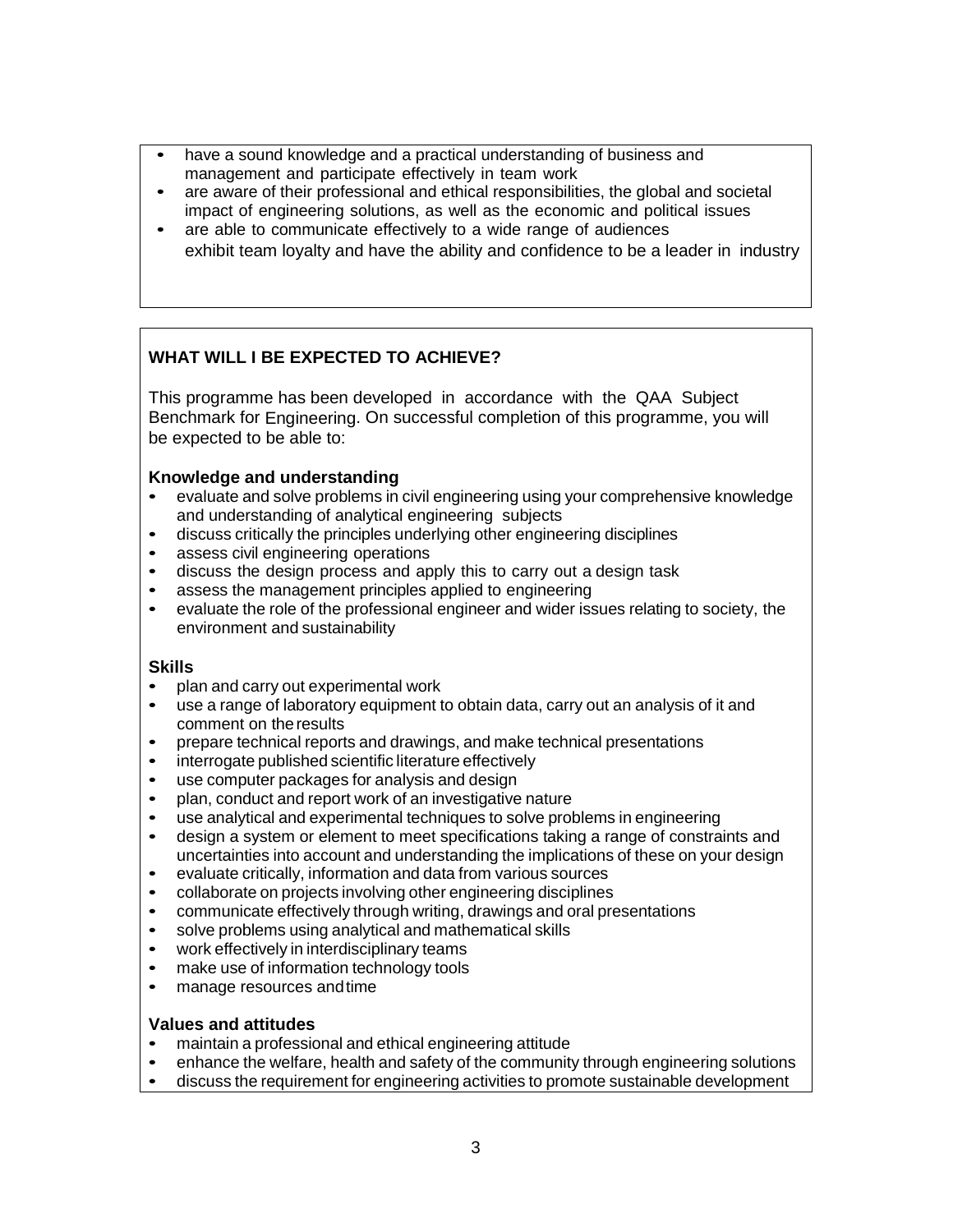- have a sound knowledge and a practical understanding of business and management and participate effectively in team work
- are aware of their professional and ethical responsibilities, the global and societal impact of engineering solutions, as well as the economic and political issues
- are able to communicate effectively to a wide range of audiences
  exhibit team loyalty and have the ability and confidence to be a leader in industry

## WHAT WILL I BE EXPECTED TO ACHIEVE?

This programme has been developed in accordance with the QAA Subject Benchmark for Engineering. On successful completion of this programme, you will be expected to be able to:

### Knowledge and understanding

- evaluate and solve problems in civil engineering using your comprehensive knowledge and understanding of analytical engineering subjects
- discuss critically the principles underlying other engineering disciplines
- assess civil engineering operations
- discuss the design process and apply this to carry out a design task
- assess the management principles applied to engineering
- evaluate the role of the professional engineer and wider issues relating to society, the environment and sustainability

### Skills

- plan and carry out experimental work
- use a range of laboratory equipment to obtain data, carry out an analysis of it and comment on the results
- prepare technical reports and drawings, and make technical presentations
- interrogate published scientific literature effectively
- use computer packages for analysis and design
- plan, conduct and report work of an investigative nature
- use analytical and experimental techniques to solve problems in engineering
- design a system or element to meet specifications taking a range of constraints and uncertainties into account and understanding the implications of these on your design
- evaluate critically, information and data from various sources
- collaborate on projects involving other engineering disciplines
- communicate effectively through writing, drawings and oral presentations
- solve problems using analytical and mathematical skills
- work effectively in interdisciplinary teams
- make use of information technology tools
- manage resources and time

### Values and attitudes

- maintain a professional and ethical engineering attitude
- enhance the welfare, health and safety of the community through engineering solutions
- discuss the requirement for engineering activities to promote sustainable development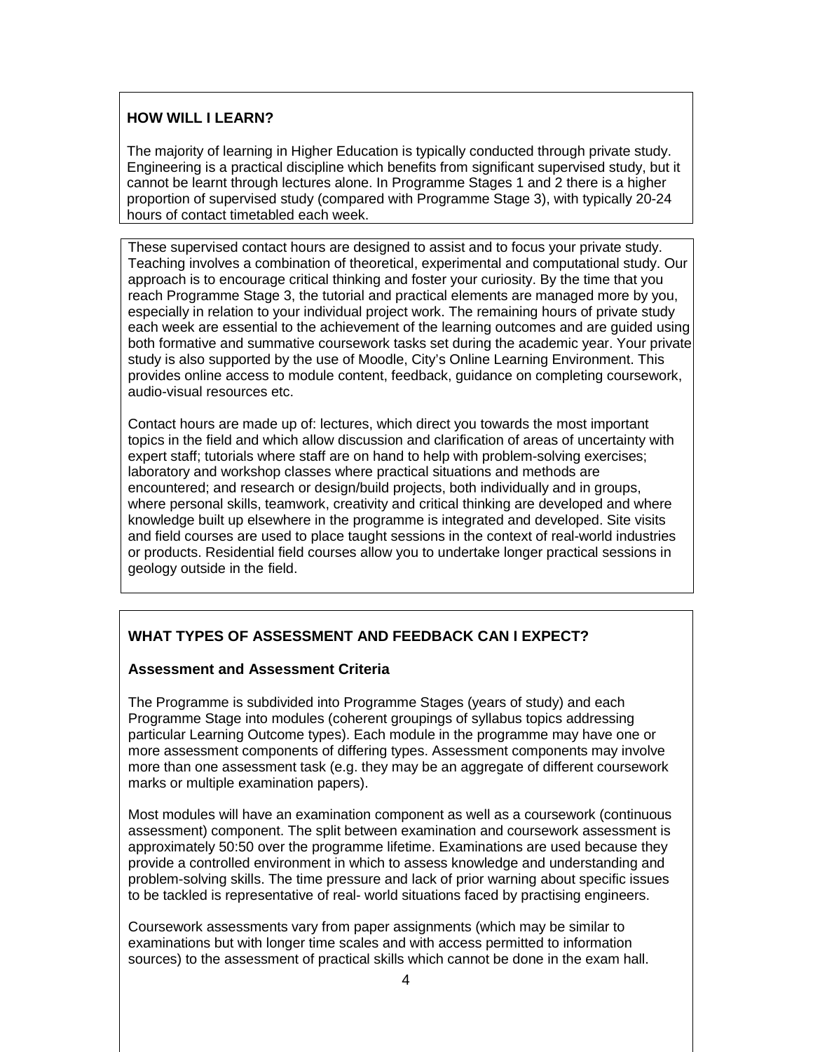## HOW WILL I LEARN?

The majority of learning in Higher Education is typically conducted through private study. Engineering is a practical discipline which benefits from significant supervised study, but it cannot be learnt through lectures alone. In Programme Stages 1 and 2 there is a higher proportion of supervised study (compared with Programme Stage 3), with typically 20-24 hours of contact timetabled each week.

These supervised contact hours are designed to assist and to focus your private study. Teaching involves a combination of theoretical, experimental and computational study. Our approach is to encourage critical thinking and foster your curiosity. By the time that you reach Programme Stage 3, the tutorial and practical elements are managed more by you, especially in relation to your individual project work. The remaining hours of private study each week are essential to the achievement of the learning outcomes and are guided using both formative and summative coursework tasks set during the academic year. Your private study is also supported by the use of Moodle, City's Online Learning Environment. This provides online access to module content, feedback, guidance on completing coursework, audio-visual resources etc.

Contact hours are made up of: lectures, which direct you towards the most important topics in the field and which allow discussion and clarification of areas of uncertainty with expert staff; tutorials where staff are on hand to help with problem-solving exercises; laboratory and workshop classes where practical situations and methods are encountered; and research or design/build projects, both individually and in groups, where personal skills, teamwork, creativity and critical thinking are developed and where knowledge built up elsewhere in the programme is integrated and developed. Site visits and field courses are used to place taught sessions in the context of real-world industries or products. Residential field courses allow you to undertake longer practical sessions in geology outside in the field.

## WHAT TYPES OF ASSESSMENT AND FEEDBACK CAN I EXPECT?

### Assessment and Assessment Criteria

The Programme is subdivided into Programme Stages (years of study) and each Programme Stage into modules (coherent groupings of syllabus topics addressing particular Learning Outcome types). Each module in the programme may have one or more assessment components of differing types. Assessment components may involve more than one assessment task (e.g. they may be an aggregate of different coursework marks or multiple examination papers).

Most modules will have an examination component as well as a coursework (continuous assessment) component. The split between examination and coursework assessment is approximately 50:50 over the programme lifetime. Examinations are used because they provide a controlled environment in which to assess knowledge and understanding and problem-solving skills. The time pressure and lack of prior warning about specific issues to be tackled is representative of real- world situations faced by practising engineers.

Coursework assessments vary from paper assignments (which may be similar to examinations but with longer time scales and with access permitted to information sources) to the assessment of practical skills which cannot be done in the exam hall.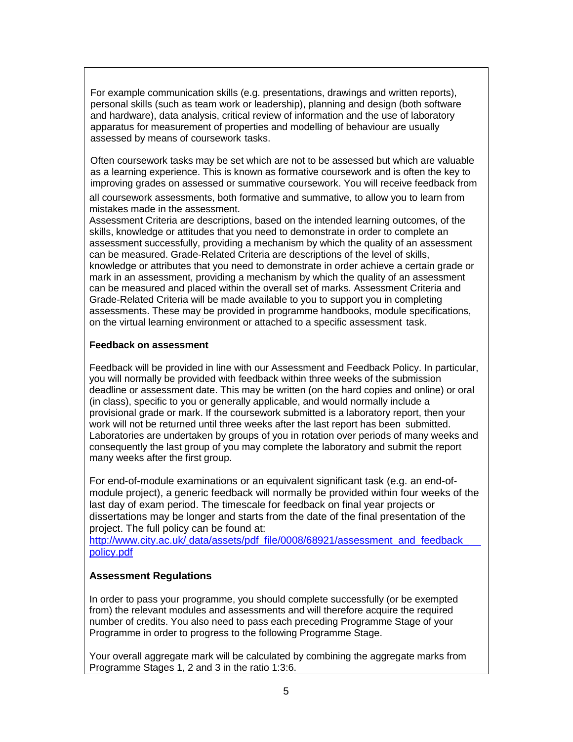For example communication skills (e.g. presentations, drawings and written reports), personal skills (such as team work or leadership), planning and design (both software and hardware), data analysis, critical review of information and the use of laboratory apparatus for measurement of properties and modelling of behaviour are usually assessed by means of coursework tasks.

Often coursework tasks may be set which are not to be assessed but which are valuable as a learning experience. This is known as formative coursework and is often the key to improving grades on assessed or summative coursework. You will receive feedback from all coursework assessments, both formative and summative, to allow you to learn from mistakes made in the assessment.

Assessment Criteria are descriptions, based on the intended learning outcomes, of the skills, knowledge or attitudes that you need to demonstrate in order to complete an assessment successfully, providing a mechanism by which the quality of an assessment can be measured. Grade-Related Criteria are descriptions of the level of skills, knowledge or attributes that you need to demonstrate in order achieve a certain grade or mark in an assessment, providing a mechanism by which the quality of an assessment can be measured and placed within the overall set of marks. Assessment Criteria and Grade-Related Criteria will be made available to you to support you in completing assessments. These may be provided in programme handbooks, module specifications, on the virtual learning environment or attached to a specific assessment task.

**Feedback on assessment**

Feedback will be provided in line with our Assessment and Feedback Policy. In particular, you will normally be provided with feedback within three weeks of the submission deadline or assessment date. This may be written (on the hard copies and online) or oral (in class), specific to you or generally applicable, and would normally include a provisional grade or mark. If the coursework submitted is a laboratory report, then your work will not be returned until three weeks after the last report has been submitted. Laboratories are undertaken by groups of you in rotation over periods of many weeks and consequently the last group of you may complete the laboratory and submit the report many weeks after the first group.

For end-of-module examinations or an equivalent significant task (e.g. an end-of-module project), a generic feedback will normally be provided within four weeks of the last day of exam period. The timescale for feedback on final year projects or dissertations may be longer and starts from the date of the final presentation of the project. The full policy can be found at:
[http://www.city.ac.uk/_data/assets/pdf_file/0008/68921/assessment_and_feedback_policy.pdf](http://www.city.ac.uk/_data/assets/pdf_file/0008/68921/assessment_and_feedback_policy.pdf)

**Assessment Regulations**

In order to pass your programme, you should complete successfully (or be exempted from) the relevant modules and assessments and will therefore acquire the required number of credits. You also need to pass each preceding Programme Stage of your Programme in order to progress to the following Programme Stage.

Your overall aggregate mark will be calculated by combining the aggregate marks from Programme Stages 1, 2 and 3 in the ratio 1:3:6.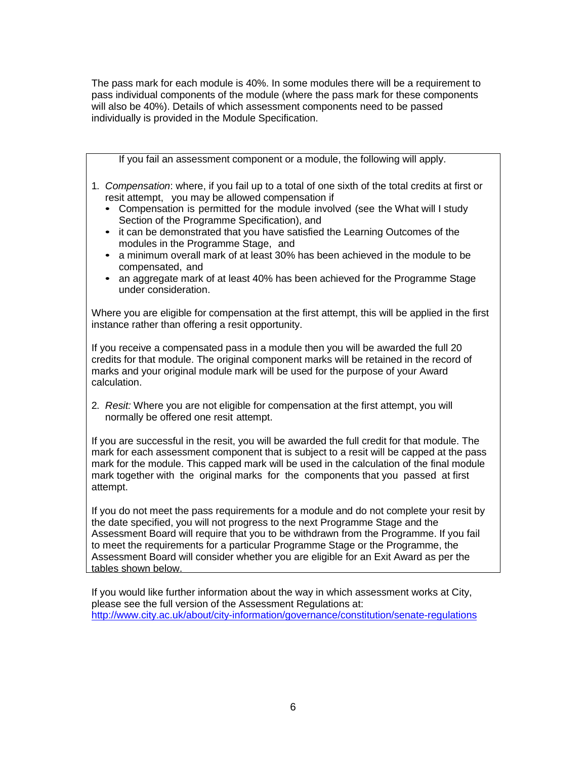The pass mark for each module is 40%. In some modules there will be a requirement to pass individual components of the module (where the pass mark for these components will also be 40%). Details of which assessment components need to be passed individually is provided in the Module Specification.

If you fail an assessment component or a module, the following will apply.

1. *Compensation*: where, if you fail up to a total of one sixth of the total credits at first or resit attempt, you may be allowed compensation if
   - Compensation is permitted for the module involved (see the What will I study Section of the Programme Specification), and
   - it can be demonstrated that you have satisfied the Learning Outcomes of the modules in the Programme Stage, and
   - a minimum overall mark of at least 30% has been achieved in the module to be compensated, and
   - an aggregate mark of at least 40% has been achieved for the Programme Stage under consideration.

Where you are eligible for compensation at the first attempt, this will be applied in the first instance rather than offering a resit opportunity.

If you receive a compensated pass in a module then you will be awarded the full 20 credits for that module. The original component marks will be retained in the record of marks and your original module mark will be used for the purpose of your Award calculation.

2. *Resit:* Where you are not eligible for compensation at the first attempt, you will normally be offered one resit attempt.

If you are successful in the resit, you will be awarded the full credit for that module. The mark for each assessment component that is subject to a resit will be capped at the pass mark for the module. This capped mark will be used in the calculation of the final module mark together with the original marks for the components that you passed at first attempt.

If you do not meet the pass requirements for a module and do not complete your resit by the date specified, you will not progress to the next Programme Stage and the Assessment Board will require that you to be withdrawn from the Programme. If you fail to meet the requirements for a particular Programme Stage or the Programme, the Assessment Board will consider whether you are eligible for an Exit Award as per the tables shown below.

If you would like further information about the way in which assessment works at City, please see the full version of the Assessment Regulations at: [http://www.city.ac.uk/about/city-information/governance/constitution/senate-regulations](http://www.city.ac.uk/about/city-information/governance/constitution/senate-regulations)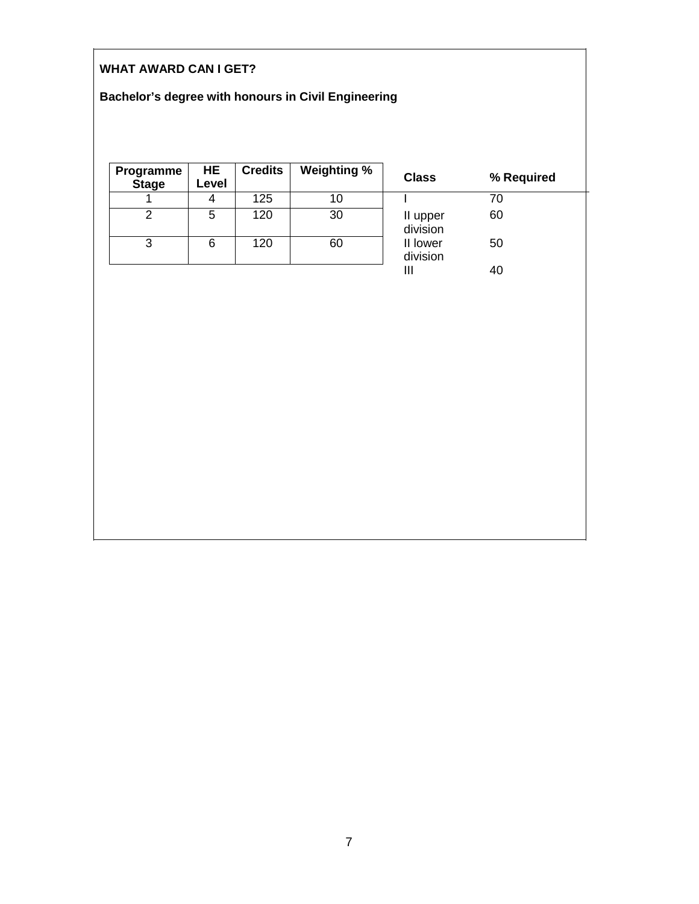**WHAT AWARD CAN I GET?**

**Bachelor's degree with honours in Civil Engineering**

| Programme Stage | HE Level | Credits | Weighting % |
|---|---|---|---|
| 1 | 4 | 125 | 10 |
| 2 | 5 | 120 | 30 |
| 3 | 6 | 120 | 60 |

| Class | % Required |
|---|---|
| I | 70 |
| II upper division | 60 |
| II lower division | 50 |
| III | 40 |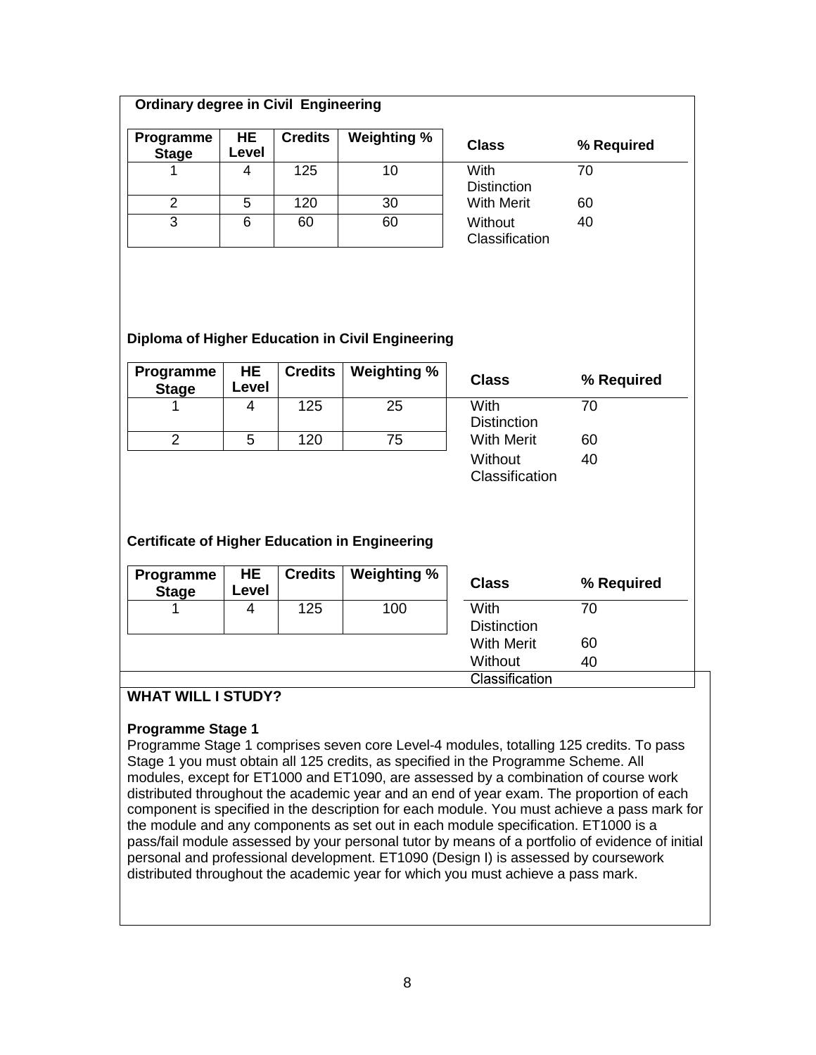**Ordinary degree in Civil Engineering**

| Programme Stage | HE Level | Credits | Weighting % |
|---|---|---|---|
| 1 | 4 | 125 | 10 |
| 2 | 5 | 120 | 30 |
| 3 | 6 | 60 | 60 |

| Class | % Required |
|---|---|
| With Distinction | 70 |
| With Merit | 60 |
| Without Classification | 40 |

**Diploma of Higher Education in Civil Engineering**

| Programme Stage | HE Level | Credits | Weighting % |
|---|---|---|---|
| 1 | 4 | 125 | 25 |
| 2 | 5 | 120 | 75 |

| Class | % Required |
|---|---|
| With Distinction | 70 |
| With Merit | 60 |
| Without Classification | 40 |

**Certificate of Higher Education in Engineering**

| Programme Stage | HE Level | Credits | Weighting % |
|---|---|---|---|
| 1 | 4 | 125 | 100 |

| Class | % Required |
|---|---|
| With Distinction | 70 |
| With Merit | 60 |
| Without Classification | 40 |

## WHAT WILL I STUDY?

**Programme Stage 1**

Programme Stage 1 comprises seven core Level-4 modules, totalling 125 credits. To pass Stage 1 you must obtain all 125 credits, as specified in the Programme Scheme. All modules, except for ET1000 and ET1090, are assessed by a combination of course work distributed throughout the academic year and an end of year exam. The proportion of each component is specified in the description for each module. You must achieve a pass mark for the module and any components as set out in each module specification. ET1000 is a pass/fail module assessed by your personal tutor by means of a portfolio of evidence of initial personal and professional development. ET1090 (Design I) is assessed by coursework distributed throughout the academic year for which you must achieve a pass mark.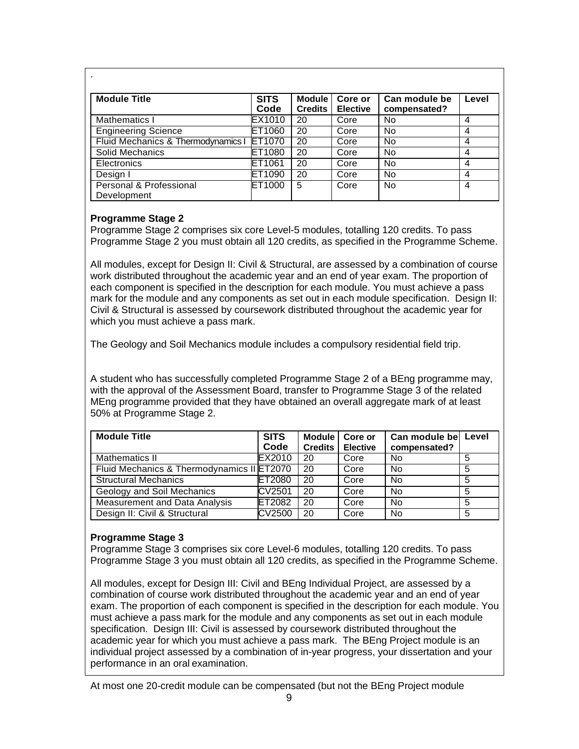.

| Module Title | SITS Code | Module Credits | Core or Elective | Can module be compensated? | Level |
|---|---|---|---|---|---|
| Mathematics I | EX1010 | 20 | Core | No | 4 |
| Engineering Science | ET1060 | 20 | Core | No | 4 |
| Fluid Mechanics & Thermodynamics I | ET1070 | 20 | Core | No | 4 |
| Solid Mechanics | ET1080 | 20 | Core | No | 4 |
| Electronics | ET1061 | 20 | Core | No | 4 |
| Design I | ET1090 | 20 | Core | No | 4 |
| Personal & Professional Development | ET1000 | 5 | Core | No | 4 |

**Programme Stage 2**

Programme Stage 2 comprises six core Level-5 modules, totalling 120 credits. To pass Programme Stage 2 you must obtain all 120 credits, as specified in the Programme Scheme.

All modules, except for Design II: Civil & Structural, are assessed by a combination of course work distributed throughout the academic year and an end of year exam. The proportion of each component is specified in the description for each module. You must achieve a pass mark for the module and any components as set out in each module specification. Design II: Civil & Structural is assessed by coursework distributed throughout the academic year for which you must achieve a pass mark.

The Geology and Soil Mechanics module includes a compulsory residential field trip.

A student who has successfully completed Programme Stage 2 of a BEng programme may, with the approval of the Assessment Board, transfer to Programme Stage 3 of the related MEng programme provided that they have obtained an overall aggregate mark of at least 50% at Programme Stage 2.

| Module Title | SITS Code | Module Credits | Core or Elective | Can module be compensated? | Level |
|---|---|---|---|---|---|
| Mathematics II | EX2010 | 20 | Core | No | 5 |
| Fluid Mechanics & Thermodynamics II | ET2070 | 20 | Core | No | 5 |
| Structural Mechanics | ET2080 | 20 | Core | No | 5 |
| Geology and Soil Mechanics | CV2501 | 20 | Core | No | 5 |
| Measurement and Data Analysis | ET2082 | 20 | Core | No | 5 |
| Design II: Civil & Structural | CV2500 | 20 | Core | No | 5 |

**Programme Stage 3**

Programme Stage 3 comprises six core Level-6 modules, totalling 120 credits. To pass Programme Stage 3 you must obtain all 120 credits, as specified in the Programme Scheme.

All modules, except for Design III: Civil and BEng Individual Project, are assessed by a combination of course work distributed throughout the academic year and an end of year exam. The proportion of each component is specified in the description for each module. You must achieve a pass mark for the module and any components as set out in each module specification. Design III: Civil is assessed by coursework distributed throughout the academic year for which you must achieve a pass mark. The BEng Project module is an individual project assessed by a combination of in-year progress, your dissertation and your performance in an oral examination.

At most one 20-credit module can be compensated (but not the BEng Project module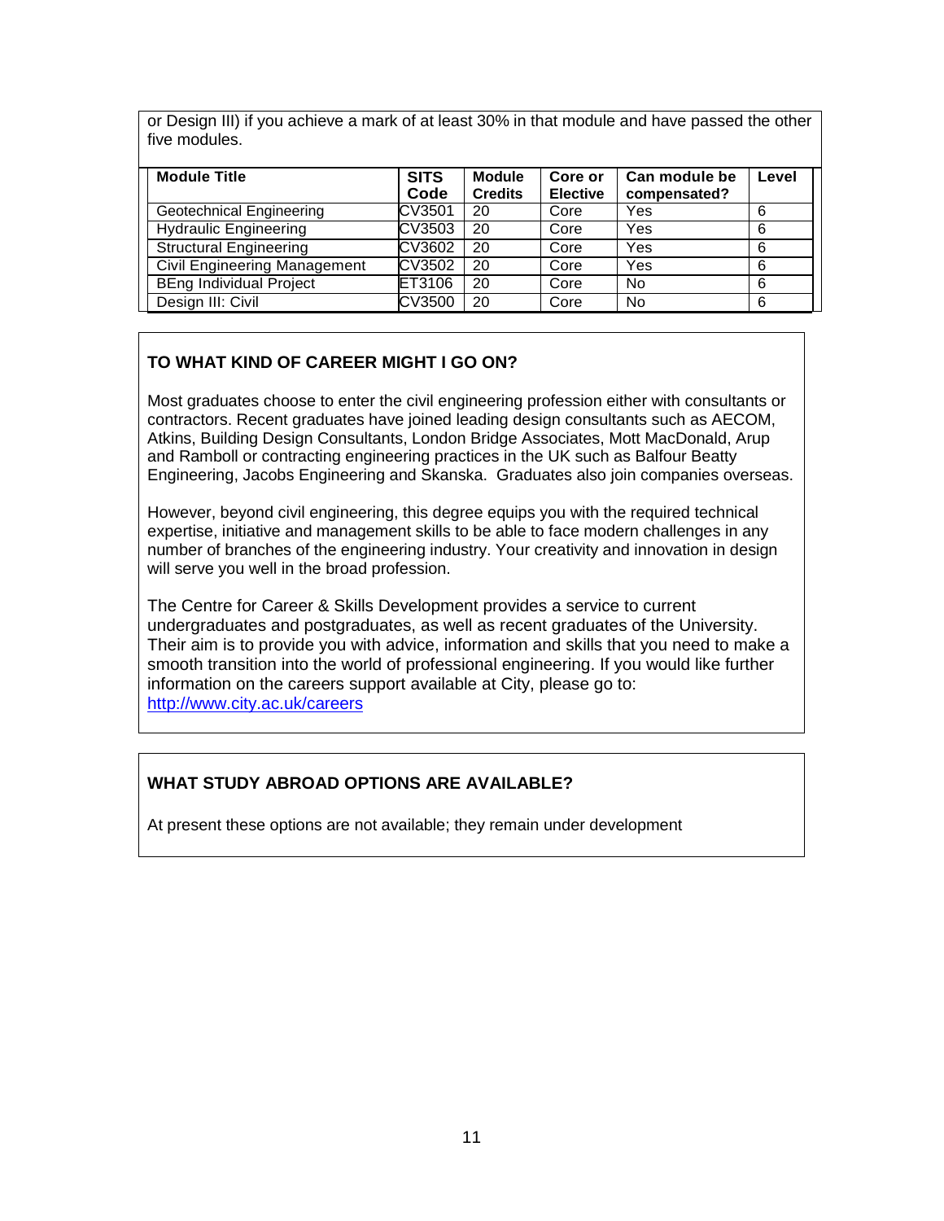or Design III) if you achieve a mark of at least 30% in that module and have passed the other five modules.

| Module Title | SITS Code | Module Credits | Core or Elective | Can module be compensated? | Level |
|---|---|---|---|---|---|
| Geotechnical Engineering | CV3501 | 20 | Core | Yes | 6 |
| Hydraulic Engineering | CV3503 | 20 | Core | Yes | 6 |
| Structural Engineering | CV3602 | 20 | Core | Yes | 6 |
| Civil Engineering Management | CV3502 | 20 | Core | Yes | 6 |
| BEng Individual Project | ET3106 | 20 | Core | No | 6 |
| Design III: Civil | CV3500 | 20 | Core | No | 6 |

## TO WHAT KIND OF CAREER MIGHT I GO ON?

Most graduates choose to enter the civil engineering profession either with consultants or contractors. Recent graduates have joined leading design consultants such as AECOM, Atkins, Building Design Consultants, London Bridge Associates, Mott MacDonald, Arup and Ramboll or contracting engineering practices in the UK such as Balfour Beatty Engineering, Jacobs Engineering and Skanska. Graduates also join companies overseas.

However, beyond civil engineering, this degree equips you with the required technical expertise, initiative and management skills to be able to face modern challenges in any number of branches of the engineering industry. Your creativity and innovation in design will serve you well in the broad profession.

The Centre for Career & Skills Development provides a service to current undergraduates and postgraduates, as well as recent graduates of the University. Their aim is to provide you with advice, information and skills that you need to make a smooth transition into the world of professional engineering. If you would like further information on the careers support available at City, please go to: http://www.city.ac.uk/careers

## WHAT STUDY ABROAD OPTIONS ARE AVAILABLE?

At present these options are not available; they remain under development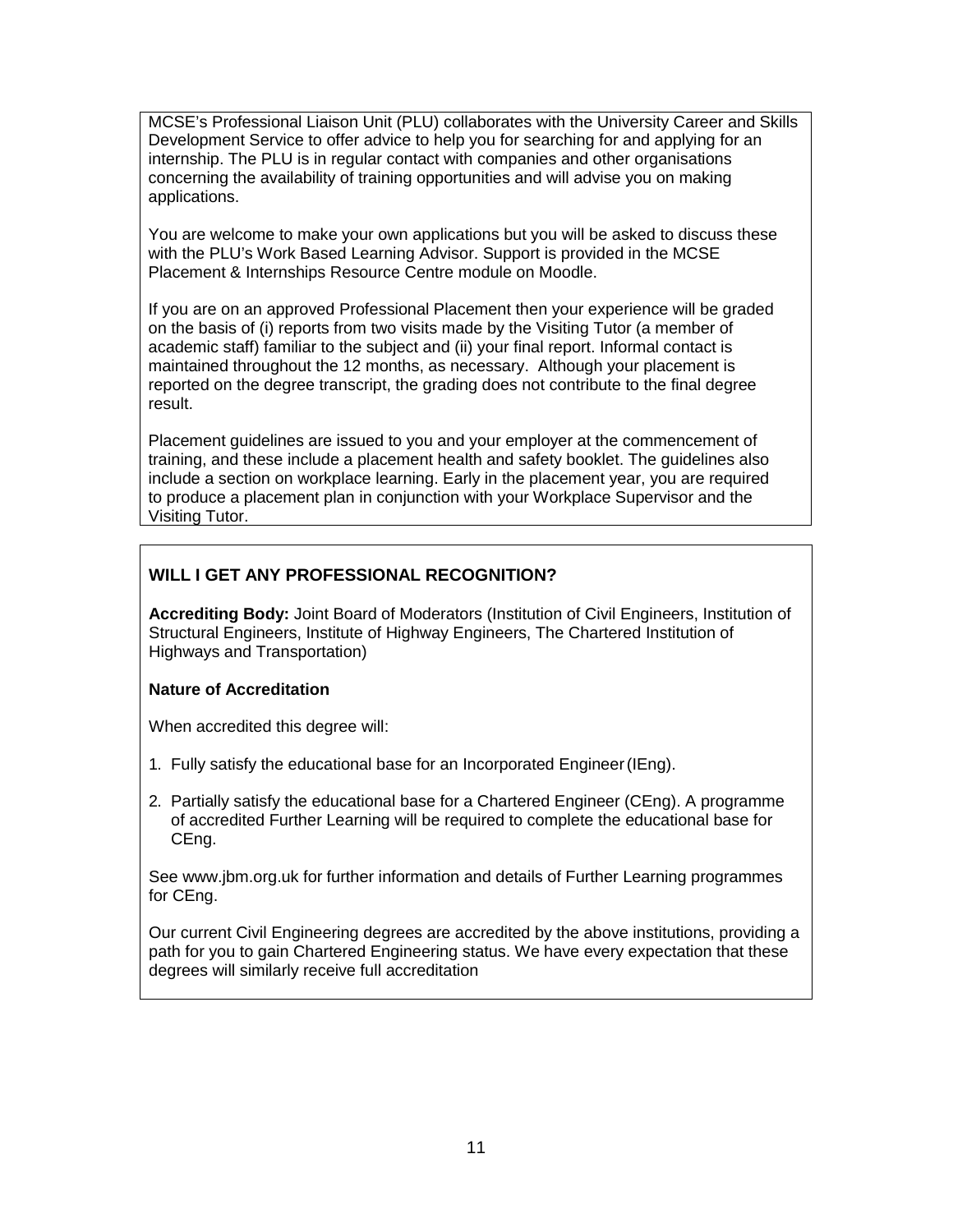MCSE's Professional Liaison Unit (PLU) collaborates with the University Career and Skills Development Service to offer advice to help you for searching for and applying for an internship. The PLU is in regular contact with companies and other organisations concerning the availability of training opportunities and will advise you on making applications.

You are welcome to make your own applications but you will be asked to discuss these with the PLU's Work Based Learning Advisor. Support is provided in the MCSE Placement & Internships Resource Centre module on Moodle.

If you are on an approved Professional Placement then your experience will be graded on the basis of (i) reports from two visits made by the Visiting Tutor (a member of academic staff) familiar to the subject and (ii) your final report. Informal contact is maintained throughout the 12 months, as necessary. Although your placement is reported on the degree transcript, the grading does not contribute to the final degree result.

Placement guidelines are issued to you and your employer at the commencement of training, and these include a placement health and safety booklet. The guidelines also include a section on workplace learning. Early in the placement year, you are required to produce a placement plan in conjunction with your Workplace Supervisor and the Visiting Tutor.

## WILL I GET ANY PROFESSIONAL RECOGNITION?

**Accrediting Body:** Joint Board of Moderators (Institution of Civil Engineers, Institution of Structural Engineers, Institute of Highway Engineers, The Chartered Institution of Highways and Transportation)

**Nature of Accreditation**

When accredited this degree will:

1. Fully satisfy the educational base for an Incorporated Engineer (IEng).
2. Partially satisfy the educational base for a Chartered Engineer (CEng). A programme of accredited Further Learning will be required to complete the educational base for CEng.

See www.jbm.org.uk for further information and details of Further Learning programmes for CEng.

Our current Civil Engineering degrees are accredited by the above institutions, providing a path for you to gain Chartered Engineering status. We have every expectation that these degrees will similarly receive full accreditation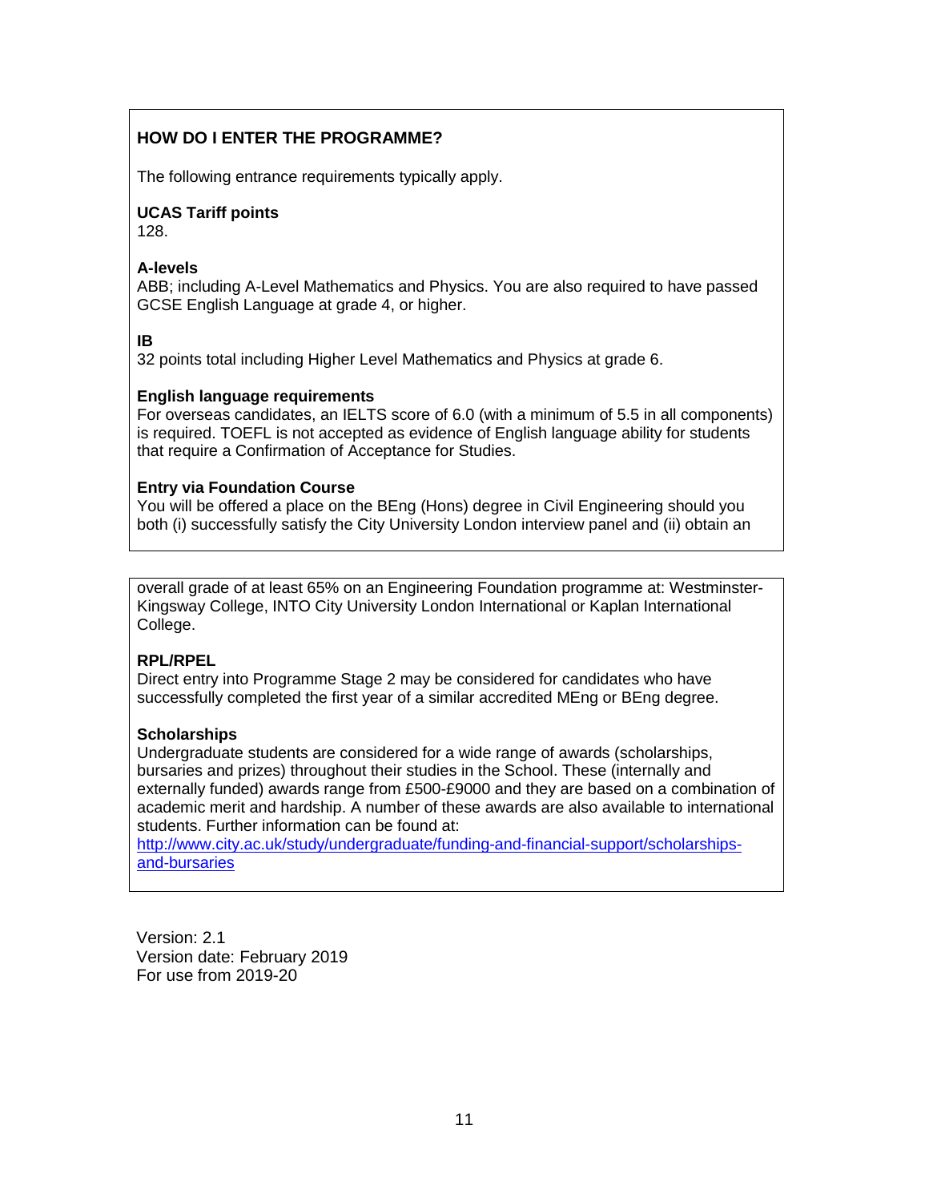## HOW DO I ENTER THE PROGRAMME?

The following entrance requirements typically apply.

**UCAS Tariff points**
128.

**A-levels**
ABB; including A-Level Mathematics and Physics. You are also required to have passed GCSE English Language at grade 4, or higher.

**IB**
32 points total including Higher Level Mathematics and Physics at grade 6.

**English language requirements**
For overseas candidates, an IELTS score of 6.0 (with a minimum of 5.5 in all components) is required. TOEFL is not accepted as evidence of English language ability for students that require a Confirmation of Acceptance for Studies.

**Entry via Foundation Course**
You will be offered a place on the BEng (Hons) degree in Civil Engineering should you both (i) successfully satisfy the City University London interview panel and (ii) obtain an overall grade of at least 65% on an Engineering Foundation programme at: Westminster-Kingsway College, INTO City University London International or Kaplan International College.

**RPL/RPEL**
Direct entry into Programme Stage 2 may be considered for candidates who have successfully completed the first year of a similar accredited MEng or BEng degree.

**Scholarships**
Undergraduate students are considered for a wide range of awards (scholarships, bursaries and prizes) throughout their studies in the School. These (internally and externally funded) awards range from £500-£9000 and they are based on a combination of academic merit and hardship. A number of these awards are also available to international students. Further information can be found at:
http://www.city.ac.uk/study/undergraduate/funding-and-financial-support/scholarships-and-bursaries

Version: 2.1
Version date: February 2019
For use from 2019-20